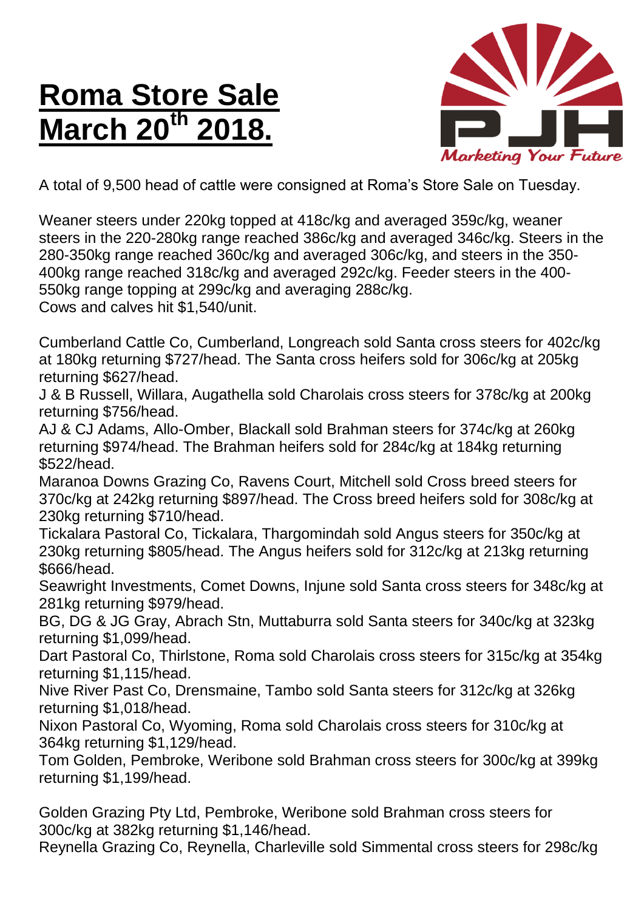# Roma Store Sale March 20th 2018.

PJH *Marketing Your Future*

A total of 9,500 head of cattle were consigned at Roma's Store Sale on Tuesday.

Weaner steers under 220kg topped at 418c/kg and averaged 359c/kg, weaner steers in the 220-280kg range reached 386c/kg and averaged 346c/kg. Steers in the 280-350kg range reached 360c/kg and averaged 306c/kg, and steers in the 350-400kg range reached 318c/kg and averaged 292c/kg. Feeder steers in the 400-550kg range topping at 299c/kg and averaging 288c/kg.
Cows and calves hit $1,540/unit.

Cumberland Cattle Co, Cumberland, Longreach sold Santa cross steers for 402c/kg at 180kg returning $727/head. The Santa cross heifers sold for 306c/kg at 205kg returning $627/head.
J & B Russell, Willara, Augathella sold Charolais cross steers for 378c/kg at 200kg returning $756/head.
AJ & CJ Adams, Allo-Omber, Blackall sold Brahman steers for 374c/kg at 260kg returning $974/head. The Brahman heifers sold for 284c/kg at 184kg returning $522/head.
Maranoa Downs Grazing Co, Ravens Court, Mitchell sold Cross breed steers for 370c/kg at 242kg returning $897/head. The Cross breed heifers sold for 308c/kg at 230kg returning $710/head.
Tickalara Pastoral Co, Tickalara, Thargomindah sold Angus steers for 350c/kg at 230kg returning $805/head. The Angus heifers sold for 312c/kg at 213kg returning $666/head.
Seawright Investments, Comet Downs, Injune sold Santa cross steers for 348c/kg at 281kg returning $979/head.
BG, DG & JG Gray, Abrach Stn, Muttaburra sold Santa steers for 340c/kg at 323kg returning $1,099/head.
Dart Pastoral Co, Thirlstone, Roma sold Charolais cross steers for 315c/kg at 354kg returning $1,115/head.
Nive River Past Co, Drensmaine, Tambo sold Santa steers for 312c/kg at 326kg returning $1,018/head.
Nixon Pastoral Co, Wyoming, Roma sold Charolais cross steers for 310c/kg at 364kg returning $1,129/head.
Tom Golden, Pembroke, Weribone sold Brahman cross steers for 300c/kg at 399kg returning $1,199/head.

Golden Grazing Pty Ltd, Pembroke, Weribone sold Brahman cross steers for 300c/kg at 382kg returning $1,146/head.
Reynella Grazing Co, Reynella, Charleville sold Simmental cross steers for 298c/kg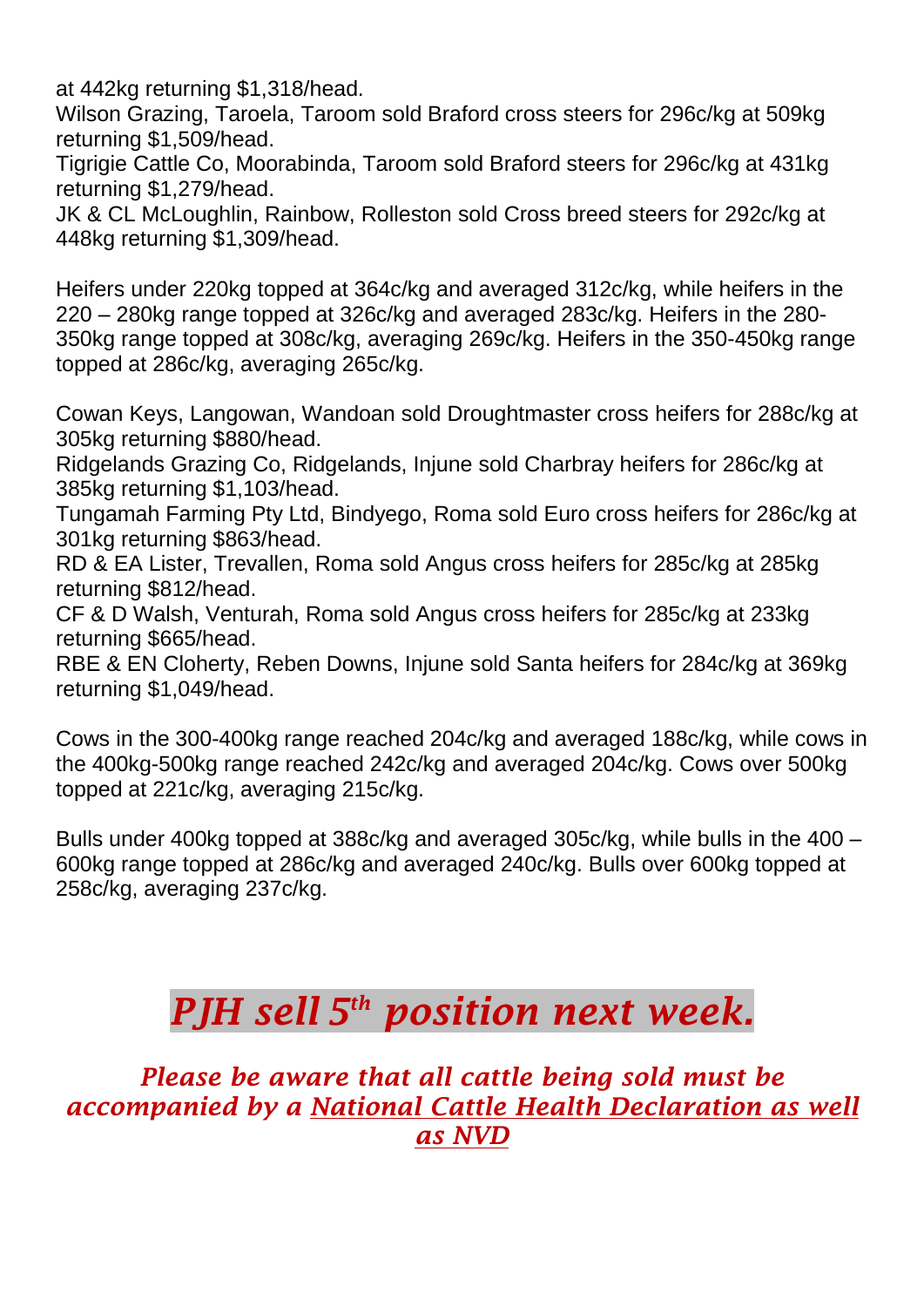at 442kg returning $1,318/head.
Wilson Grazing, Taroela, Taroom sold Braford cross steers for 296c/kg at 509kg returning $1,509/head.
Tigrigie Cattle Co, Moorabinda, Taroom sold Braford steers for 296c/kg at 431kg returning $1,279/head.
JK & CL McLoughlin, Rainbow, Rolleston sold Cross breed steers for 292c/kg at 448kg returning $1,309/head.

Heifers under 220kg topped at 364c/kg and averaged 312c/kg, while heifers in the 220 – 280kg range topped at 326c/kg and averaged 283c/kg. Heifers in the 280-350kg range topped at 308c/kg, averaging 269c/kg. Heifers in the 350-450kg range topped at 286c/kg, averaging 265c/kg.

Cowan Keys, Langowan, Wandoan sold Droughtmaster cross heifers for 288c/kg at 305kg returning $880/head.
Ridgelands Grazing Co, Ridgelands, Injune sold Charbray heifers for 286c/kg at 385kg returning $1,103/head.
Tungamah Farming Pty Ltd, Bindyego, Roma sold Euro cross heifers for 286c/kg at 301kg returning $863/head.
RD & EA Lister, Trevallen, Roma sold Angus cross heifers for 285c/kg at 285kg returning $812/head.
CF & D Walsh, Venturah, Roma sold Angus cross heifers for 285c/kg at 233kg returning $665/head.
RBE & EN Cloherty, Reben Downs, Injune sold Santa heifers for 284c/kg at 369kg returning $1,049/head.

Cows in the 300-400kg range reached 204c/kg and averaged 188c/kg, while cows in the 400kg-500kg range reached 242c/kg and averaged 204c/kg. Cows over 500kg topped at 221c/kg, averaging 215c/kg.

Bulls under 400kg topped at 388c/kg and averaged 305c/kg, while bulls in the 400 – 600kg range topped at 286c/kg and averaged 240c/kg. Bulls over 600kg topped at 258c/kg, averaging 237c/kg.

# ***PJH sell 5th position next week.***

***Please be aware that all cattle being sold must be accompanied by a National Cattle Health Declaration as well as NVD***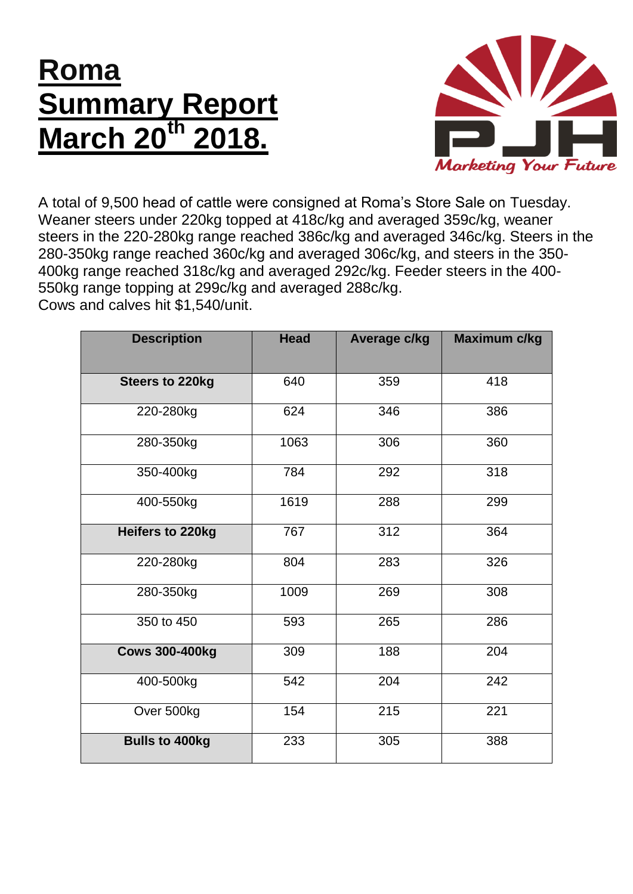# Roma Summary Report March 20th 2018.

PJH
*Marketing Your Future*

A total of 9,500 head of cattle were consigned at Roma's Store Sale on Tuesday. Weaner steers under 220kg topped at 418c/kg and averaged 359c/kg, weaner steers in the 220-280kg range reached 386c/kg and averaged 346c/kg. Steers in the 280-350kg range reached 360c/kg and averaged 306c/kg, and steers in the 350-400kg range reached 318c/kg and averaged 292c/kg. Feeder steers in the 400-550kg range topping at 299c/kg and averaged 288c/kg.
Cows and calves hit $1,540/unit.

| Description | Head | Average c/kg | Maximum c/kg |
|---|---|---|---|
| **Steers to 220kg** | 640 | 359 | 418 |
| 220-280kg | 624 | 346 | 386 |
| 280-350kg | 1063 | 306 | 360 |
| 350-400kg | 784 | 292 | 318 |
| 400-550kg | 1619 | 288 | 299 |
| **Heifers to 220kg** | 767 | 312 | 364 |
| 220-280kg | 804 | 283 | 326 |
| 280-350kg | 1009 | 269 | 308 |
| 350 to 450 | 593 | 265 | 286 |
| **Cows 300-400kg** | 309 | 188 | 204 |
| 400-500kg | 542 | 204 | 242 |
| Over 500kg | 154 | 215 | 221 |
| **Bulls to 400kg** | 233 | 305 | 388 |